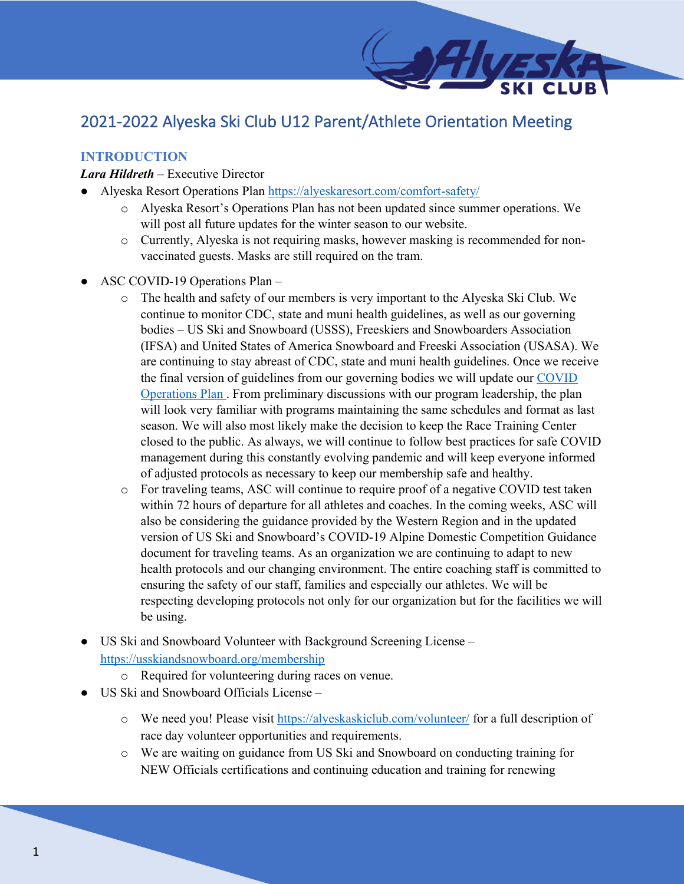# 2021-2022 Alyeska Ski Club U12 Parent/Athlete Orientation Meeting

## INTRODUCTION

***Lara Hildreth*** – Executive Director

- Alyeska Resort Operations Plan https://alyeskaresort.com/comfort-safety/
  - Alyeska Resort's Operations Plan has not been updated since summer operations. We will post all future updates for the winter season to our website.
  - Currently, Alyeska is not requiring masks, however masking is recommended for non-vaccinated guests. Masks are still required on the tram.
- ASC COVID-19 Operations Plan –
  - The health and safety of our members is very important to the Alyeska Ski Club. We continue to monitor CDC, state and muni health guidelines, as well as our governing bodies – US Ski and Snowboard (USSS), Freeskiers and Snowboarders Association (IFSA) and United States of America Snowboard and Freeski Association (USASA). We are continuing to stay abreast of CDC, state and muni health guidelines. Once we receive the final version of guidelines from our governing bodies we will update our COVID Operations Plan . From preliminary discussions with our program leadership, the plan will look very familiar with programs maintaining the same schedules and format as last season. We will also most likely make the decision to keep the Race Training Center closed to the public. As always, we will continue to follow best practices for safe COVID management during this constantly evolving pandemic and will keep everyone informed of adjusted protocols as necessary to keep our membership safe and healthy.
  - For traveling teams, ASC will continue to require proof of a negative COVID test taken within 72 hours of departure for all athletes and coaches. In the coming weeks, ASC will also be considering the guidance provided by the Western Region and in the updated version of US Ski and Snowboard's COVID-19 Alpine Domestic Competition Guidance document for traveling teams. As an organization we are continuing to adapt to new health protocols and our changing environment. The entire coaching staff is committed to ensuring the safety of our staff, families and especially our athletes. We will be respecting developing protocols not only for our organization but for the facilities we will be using.
- US Ski and Snowboard Volunteer with Background Screening License – https://usskiandsnowboard.org/membership
  - Required for volunteering during races on venue.
- US Ski and Snowboard Officials License –
  - We need you! Please visit https://alyeskaskiclub.com/volunteer/ for a full description of race day volunteer opportunities and requirements.
  - We are waiting on guidance from US Ski and Snowboard on conducting training for NEW Officials certifications and continuing education and training for renewing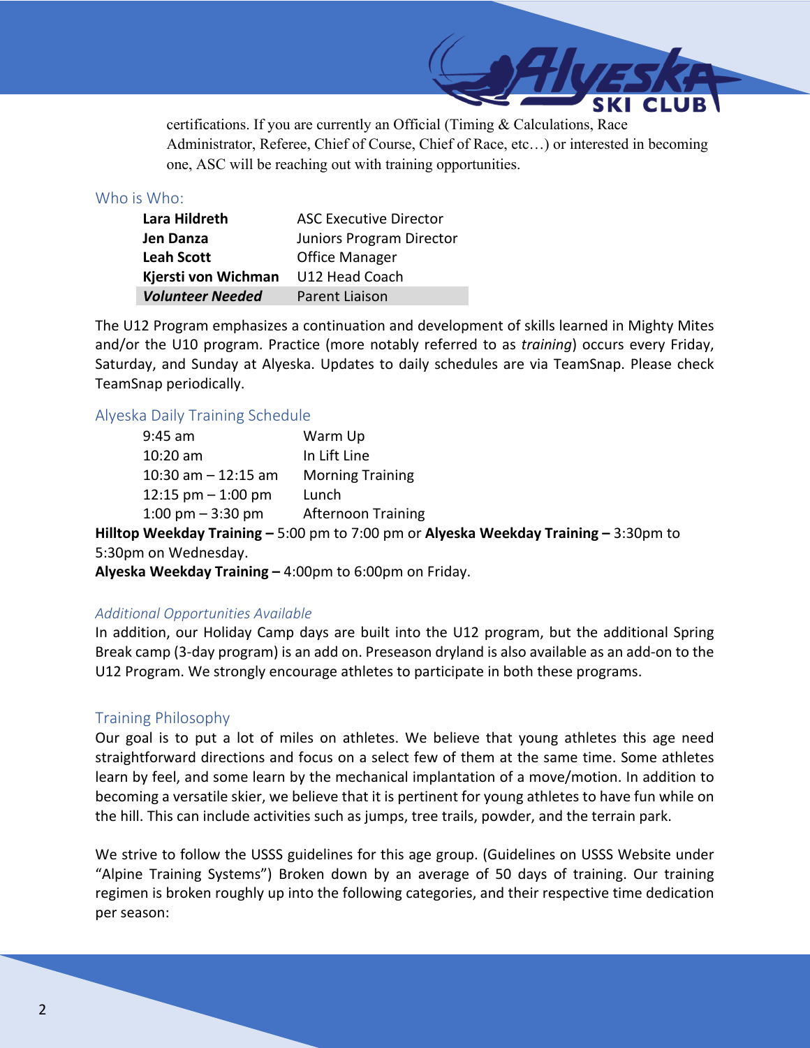certifications. If you are currently an Official (Timing & Calculations, Race Administrator, Referee, Chief of Course, Chief of Race, etc…) or interested in becoming one, ASC will be reaching out with training opportunities.

## Who is Who:

| | |
|---|---|
| **Lara Hildreth** | ASC Executive Director |
| **Jen Danza** | Juniors Program Director |
| **Leah Scott** | Office Manager |
| **Kjersti von Wichman** | U12 Head Coach |
| ***Volunteer Needed*** | Parent Liaison |

The U12 Program emphasizes a continuation and development of skills learned in Mighty Mites and/or the U10 program. Practice (more notably referred to as *training*) occurs every Friday, Saturday, and Sunday at Alyeska. Updates to daily schedules are via TeamSnap. Please check TeamSnap periodically.

## Alyeska Daily Training Schedule

| | |
|---|---|
| 9:45 am | Warm Up |
| 10:20 am | In Lift Line |
| 10:30 am – 12:15 am | Morning Training |
| 12:15 pm – 1:00 pm | Lunch |
| 1:00 pm – 3:30 pm | Afternoon Training |

**Hilltop Weekday Training –** 5:00 pm to 7:00 pm or **Alyeska Weekday Training –** 3:30pm to 5:30pm on Wednesday.

**Alyeska Weekday Training –** 4:00pm to 6:00pm on Friday.

### *Additional Opportunities Available*

In addition, our Holiday Camp days are built into the U12 program, but the additional Spring Break camp (3-day program) is an add on. Preseason dryland is also available as an add-on to the U12 Program. We strongly encourage athletes to participate in both these programs.

## Training Philosophy

Our goal is to put a lot of miles on athletes. We believe that young athletes this age need straightforward directions and focus on a select few of them at the same time. Some athletes learn by feel, and some learn by the mechanical implantation of a move/motion. In addition to becoming a versatile skier, we believe that it is pertinent for young athletes to have fun while on the hill. This can include activities such as jumps, tree trails, powder, and the terrain park.

We strive to follow the USSS guidelines for this age group. (Guidelines on USSS Website under "Alpine Training Systems") Broken down by an average of 50 days of training. Our training regimen is broken roughly up into the following categories, and their respective time dedication per season: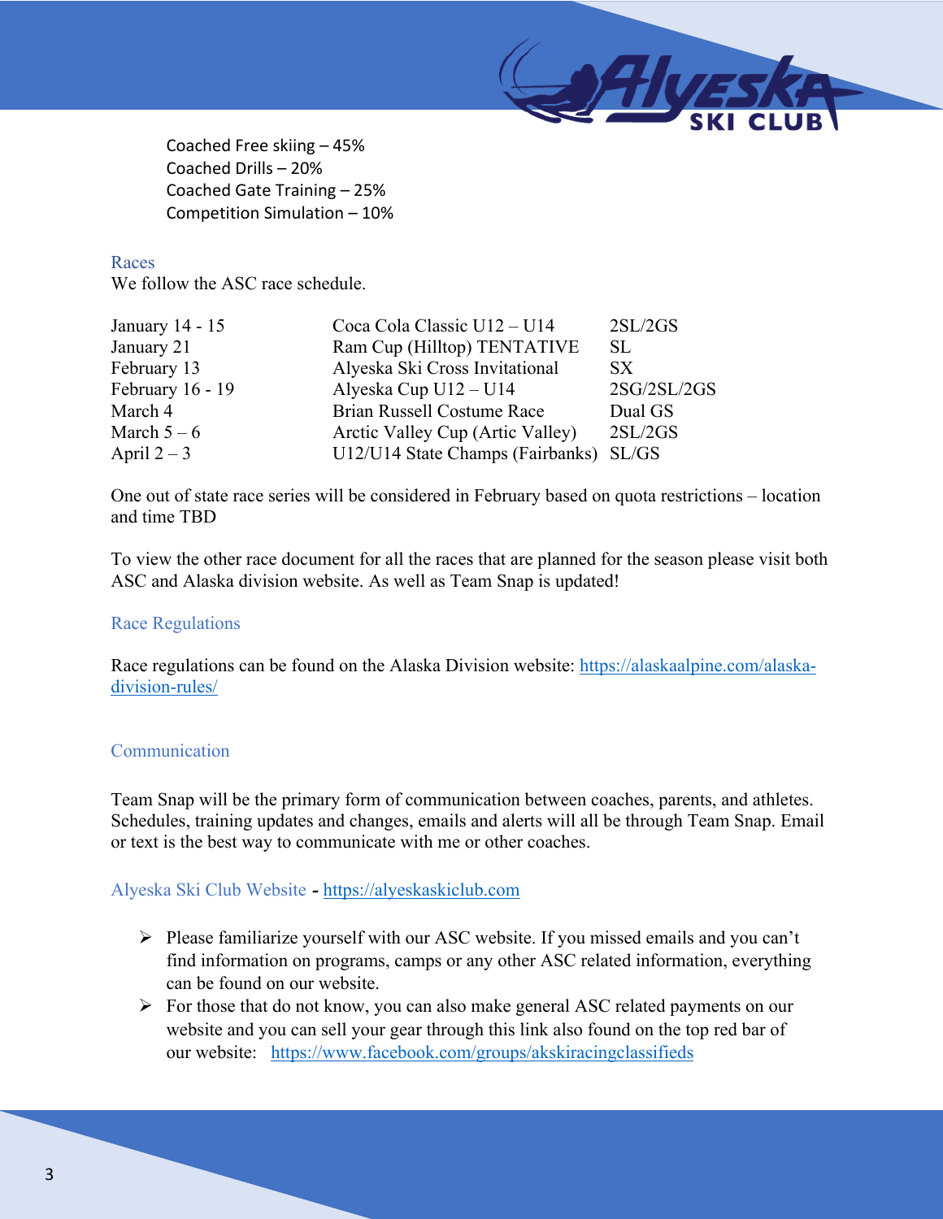Coached Free skiing – 45%
Coached Drills – 20%
Coached Gate Training – 25%
Competition Simulation – 10%

## Races

We follow the ASC race schedule.

| Date | Race | Events |
|---|---|---|
| January 14 - 15 | Coca Cola Classic U12 – U14 | 2SL/2GS |
| January 21 | Ram Cup (Hilltop) TENTATIVE | SL |
| February 13 | Alyeska Ski Cross Invitational | SX |
| February 16 - 19 | Alyeska Cup U12 – U14 | 2SG/2SL/2GS |
| March 4 | Brian Russell Costume Race | Dual GS |
| March 5 – 6 | Arctic Valley Cup (Artic Valley) | 2SL/2GS |
| April 2 – 3 | U12/U14 State Champs (Fairbanks) | SL/GS |

One out of state race series will be considered in February based on quota restrictions – location and time TBD

To view the other race document for all the races that are planned for the season please visit both ASC and Alaska division website. As well as Team Snap is updated!

## Race Regulations

Race regulations can be found on the Alaska Division website: [https://alaskaalpine.com/alaska-division-rules/](https://alaskaalpine.com/alaska-division-rules/)

## Communication

Team Snap will be the primary form of communication between coaches, parents, and athletes. Schedules, training updates and changes, emails and alerts will all be through Team Snap. Email or text is the best way to communicate with me or other coaches.

## Alyeska Ski Club Website - [https://alyeskaskiclub.com](https://alyeskaskiclub.com)

- Please familiarize yourself with our ASC website. If you missed emails and you can't find information on programs, camps or any other ASC related information, everything can be found on our website.
- For those that do not know, you can also make general ASC related payments on our website and you can sell your gear through this link also found on the top red bar of our website: [https://www.facebook.com/groups/akskiracingclassifieds](https://www.facebook.com/groups/akskiracingclassifieds)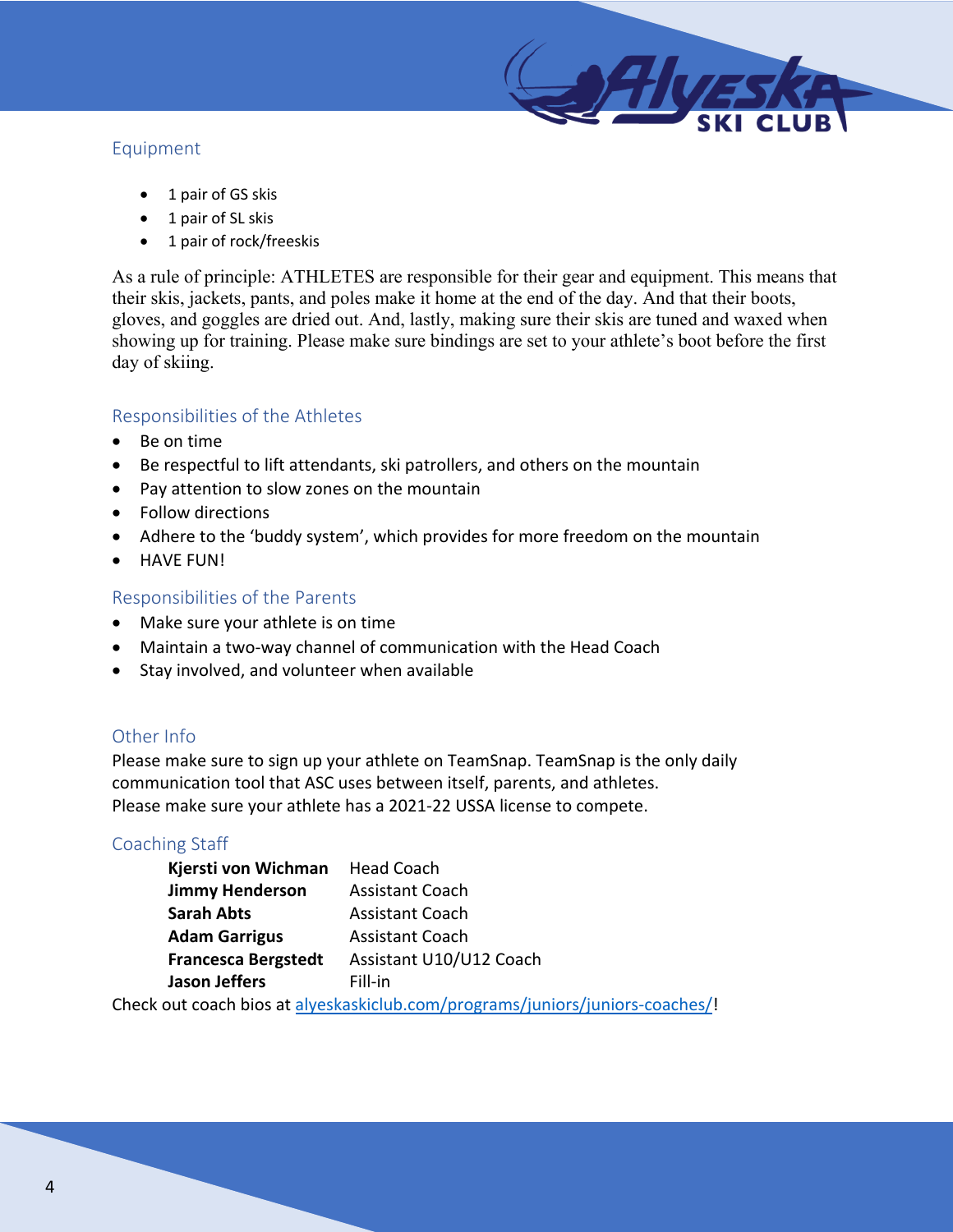## Equipment

- 1 pair of GS skis
- 1 pair of SL skis
- 1 pair of rock/freeskis

As a rule of principle: ATHLETES are responsible for their gear and equipment. This means that their skis, jackets, pants, and poles make it home at the end of the day. And that their boots, gloves, and goggles are dried out. And, lastly, making sure their skis are tuned and waxed when showing up for training. Please make sure bindings are set to your athlete's boot before the first day of skiing.

## Responsibilities of the Athletes

- Be on time
- Be respectful to lift attendants, ski patrollers, and others on the mountain
- Pay attention to slow zones on the mountain
- Follow directions
- Adhere to the 'buddy system', which provides for more freedom on the mountain
- HAVE FUN!

## Responsibilities of the Parents

- Make sure your athlete is on time
- Maintain a two-way channel of communication with the Head Coach
- Stay involved, and volunteer when available

## Other Info

Please make sure to sign up your athlete on TeamSnap. TeamSnap is the only daily communication tool that ASC uses between itself, parents, and athletes.
Please make sure your athlete has a 2021-22 USSA license to compete.

## Coaching Staff

| | |
|---|---|
| **Kjersti von Wichman** | Head Coach |
| **Jimmy Henderson** | Assistant Coach |
| **Sarah Abts** | Assistant Coach |
| **Adam Garrigus** | Assistant Coach |
| **Francesca Bergstedt** | Assistant U10/U12 Coach |
| **Jason Jeffers** | Fill-in |

Check out coach bios at [alyeskaskiclub.com/programs/juniors/juniors-coaches/](alyeskaskiclub.com/programs/juniors/juniors-coaches/)!